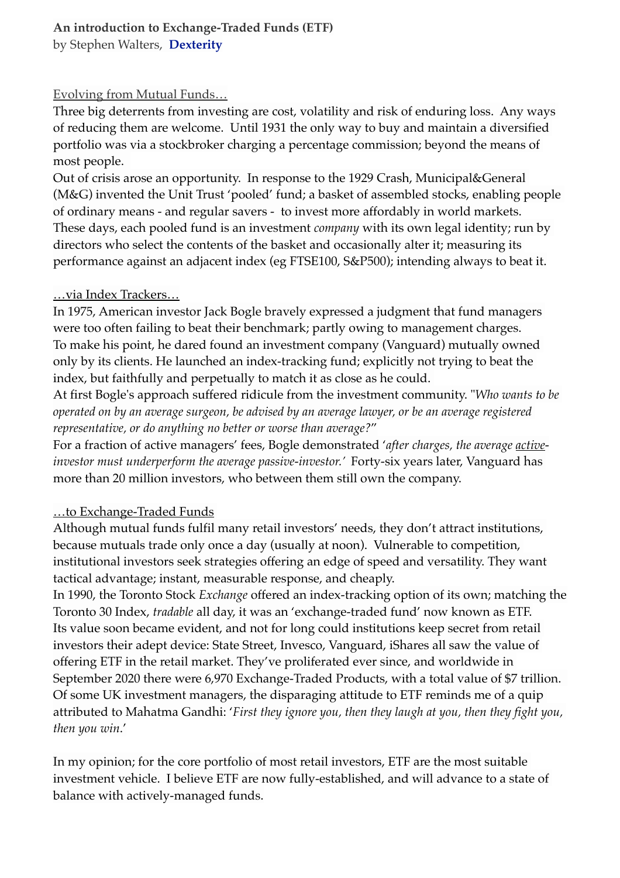**An introduction to Exchange-Traded Funds (ETF)**
by Stephen Walters, **Dexterity**

Evolving from Mutual Funds…

Three big deterrents from investing are cost, volatility and risk of enduring loss. Any ways of reducing them are welcome. Until 1931 the only way to buy and maintain a diversified portfolio was via a stockbroker charging a percentage commission; beyond the means of most people.

Out of crisis arose an opportunity. In response to the 1929 Crash, Municipal&General (M&G) invented the Unit Trust 'pooled' fund; a basket of assembled stocks, enabling people of ordinary means - and regular savers - to invest more affordably in world markets. These days, each pooled fund is an investment *company* with its own legal identity; run by directors who select the contents of the basket and occasionally alter it; measuring its performance against an adjacent index (eg FTSE100, S&P500); intending always to beat it.

…via Index Trackers…

In 1975, American investor Jack Bogle bravely expressed a judgment that fund managers were too often failing to beat their benchmark; partly owing to management charges.

To make his point, he dared found an investment company (Vanguard) mutually owned only by its clients. He launched an index-tracking fund; explicitly not trying to beat the index, but faithfully and perpetually to match it as close as he could.

At first Bogle's approach suffered ridicule from the investment community. "*Who wants to be operated on by an average surgeon, be advised by an average lawyer, or be an average registered representative, or do anything no better or worse than average?*"

For a fraction of active managers' fees, Bogle demonstrated '*after charges, the average active-investor must underperform the average passive-investor.*' Forty-six years later, Vanguard has more than 20 million investors, who between them still own the company.

…to Exchange-Traded Funds

Although mutual funds fulfil many retail investors' needs, they don't attract institutions, because mutuals trade only once a day (usually at noon). Vulnerable to competition, institutional investors seek strategies offering an edge of speed and versatility. They want tactical advantage; instant, measurable response, and cheaply.

In 1990, the Toronto Stock *Exchange* offered an index-tracking option of its own; matching the Toronto 30 Index, *tradable* all day, it was an 'exchange-traded fund' now known as ETF. Its value soon became evident, and not for long could institutions keep secret from retail investors their adept device: State Street, Invesco, Vanguard, iShares all saw the value of offering ETF in the retail market. They've proliferated ever since, and worldwide in September 2020 there were 6,970 Exchange-Traded Products, with a total value of $7 trillion. Of some UK investment managers, the disparaging attitude to ETF reminds me of a quip attributed to Mahatma Gandhi: '*First they ignore you, then they laugh at you, then they fight you, then you win*.'

In my opinion; for the core portfolio of most retail investors, ETF are the most suitable investment vehicle. I believe ETF are now fully-established, and will advance to a state of balance with actively-managed funds.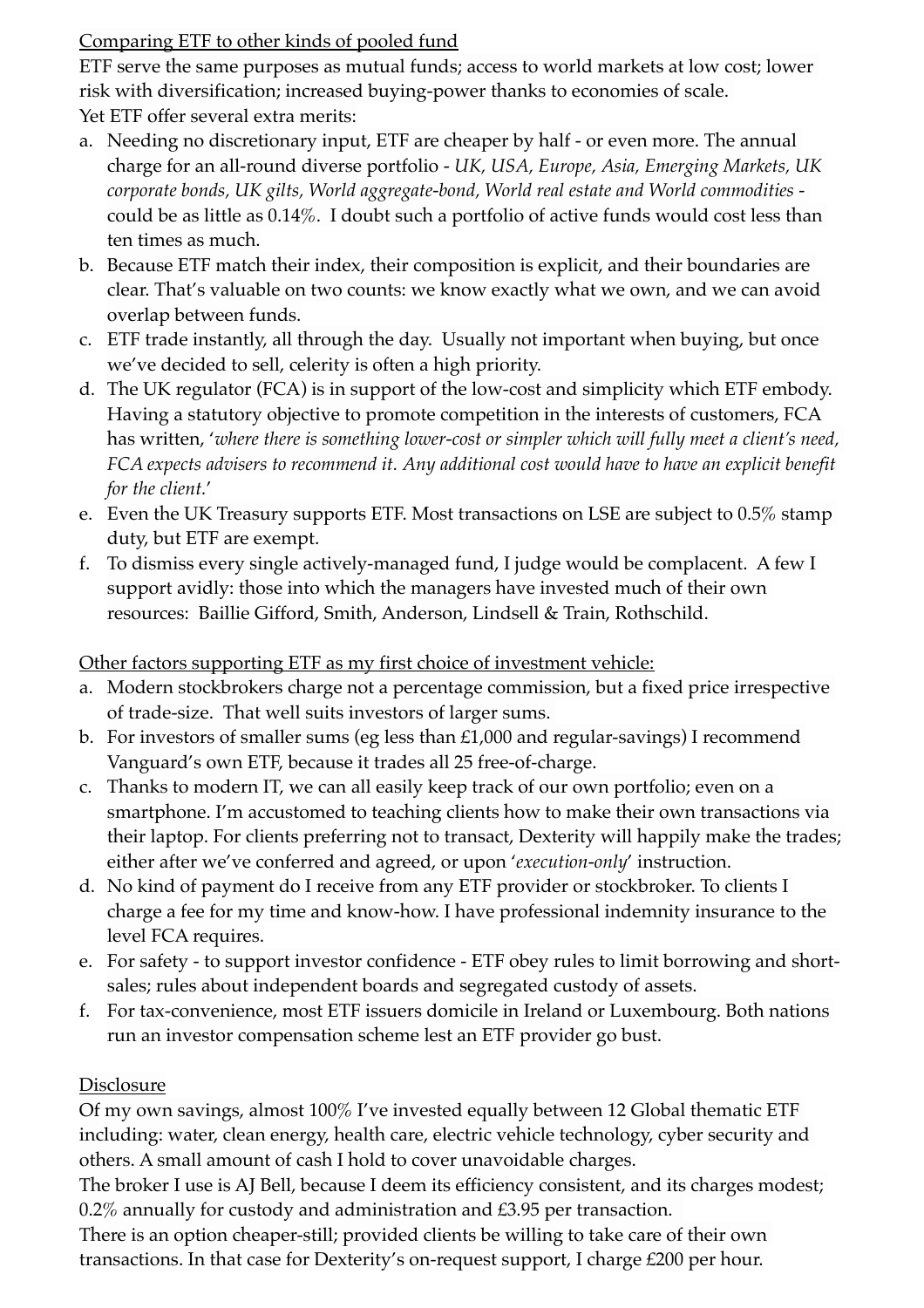Comparing ETF to other kinds of pooled fund

ETF serve the same purposes as mutual funds; access to world markets at low cost; lower risk with diversification; increased buying-power thanks to economies of scale.

Yet ETF offer several extra merits:

a. Needing no discretionary input, ETF are cheaper by half - or even more. The annual charge for an all-round diverse portfolio - *UK, USA, Europe, Asia, Emerging Markets, UK corporate bonds, UK gilts, World aggregate-bond, World real estate and World commodities* - could be as little as 0.14%. I doubt such a portfolio of active funds would cost less than ten times as much.
b. Because ETF match their index, their composition is explicit, and their boundaries are clear. That's valuable on two counts: we know exactly what we own, and we can avoid overlap between funds.
c. ETF trade instantly, all through the day. Usually not important when buying, but once we've decided to sell, celerity is often a high priority.
d. The UK regulator (FCA) is in support of the low-cost and simplicity which ETF embody. Having a statutory objective to promote competition in the interests of customers, FCA has written, '*where there is something lower-cost or simpler which will fully meet a client's need, FCA expects advisers to recommend it. Any additional cost would have to have an explicit benefit for the client*.'
e. Even the UK Treasury supports ETF. Most transactions on LSE are subject to 0.5% stamp duty, but ETF are exempt.
f. To dismiss every single actively-managed fund, I judge would be complacent. A few I support avidly: those into which the managers have invested much of their own resources: Baillie Gifford, Smith, Anderson, Lindsell & Train, Rothschild.

Other factors supporting ETF as my first choice of investment vehicle:

a. Modern stockbrokers charge not a percentage commission, but a fixed price irrespective of trade-size. That well suits investors of larger sums.
b. For investors of smaller sums (eg less than £1,000 and regular-savings) I recommend Vanguard's own ETF, because it trades all 25 free-of-charge.
c. Thanks to modern IT, we can all easily keep track of our own portfolio; even on a smartphone. I'm accustomed to teaching clients how to make their own transactions via their laptop. For clients preferring not to transact, Dexterity will happily make the trades; either after we've conferred and agreed, or upon '*execution-only*' instruction.
d. No kind of payment do I receive from any ETF provider or stockbroker. To clients I charge a fee for my time and know-how. I have professional indemnity insurance to the level FCA requires.
e. For safety - to support investor confidence - ETF obey rules to limit borrowing and short-sales; rules about independent boards and segregated custody of assets.
f. For tax-convenience, most ETF issuers domicile in Ireland or Luxembourg. Both nations run an investor compensation scheme lest an ETF provider go bust.

Disclosure

Of my own savings, almost 100% I've invested equally between 12 Global thematic ETF including: water, clean energy, health care, electric vehicle technology, cyber security and others. A small amount of cash I hold to cover unavoidable charges.

The broker I use is AJ Bell, because I deem its efficiency consistent, and its charges modest; 0.2% annually for custody and administration and £3.95 per transaction.

There is an option cheaper-still; provided clients be willing to take care of their own transactions. In that case for Dexterity's on-request support, I charge £200 per hour.